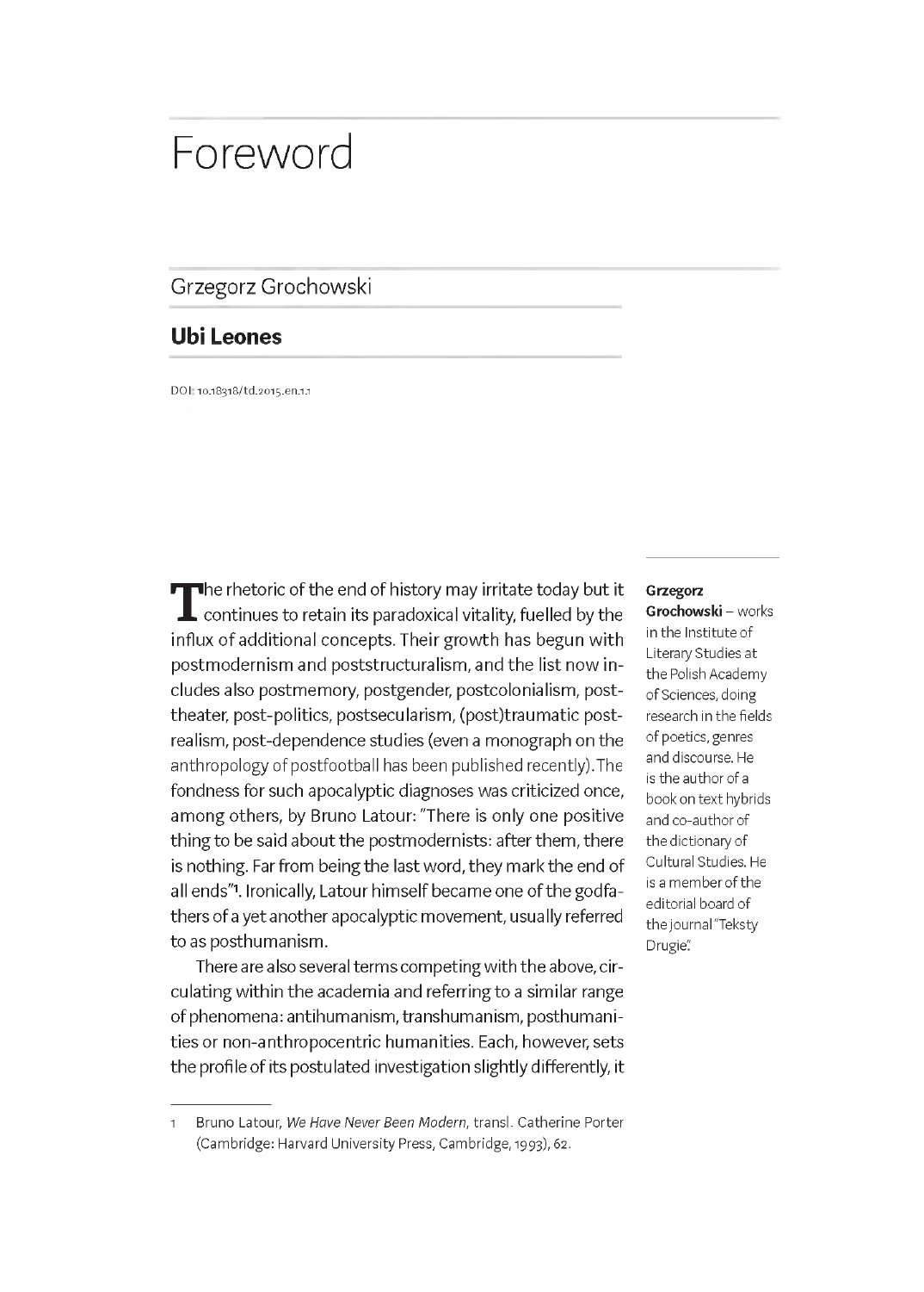# Foreword

## Grzegorz Grochowski

### Ubi Leones

DOI: 10.18318/td.2015.en.1.1

**Grzegorz Grochowski** – works in the Institute of Literary Studies at the Polish Academy of Sciences, doing research in the fields of poetics, genres and discourse. He is the author of a book on text hybrids and co-author of the dictionary of Cultural Studies. He is a member of the editorial board of the journal "Teksty Drugie".

The rhetoric of the end of history may irritate today but it continues to retain its paradoxical vitality, fuelled by the influx of additional concepts. Their growth has begun with postmodernism and poststructuralism, and the list now includes also postmemory, postgender, postcolonialism, posttheater, post-politics, postsecularism, (post)traumatic postrealism, post-dependence studies (even a monograph on the anthropology of postfootball has been published recently). The fondness for such apocalyptic diagnoses was criticized once, among others, by Bruno Latour: "There is only one positive thing to be said about the postmodernists: after them, there is nothing. Far from being the last word, they mark the end of all ends"[1]. Ironically, Latour himself became one of the godfathers of a yet another apocalyptic movement, usually referred to as posthumanism.

There are also several terms competing with the above, circulating within the academia and referring to a similar range of phenomena: antihumanism, transhumanism, posthumanities or non-anthropocentric humanities. Each, however, sets the profile of its postulated investigation slightly differently, it

---

1 Bruno Latour, *We Have Never Been Modern*, transl. Catherine Porter (Cambridge: Harvard University Press, Cambridge, 1993), 62.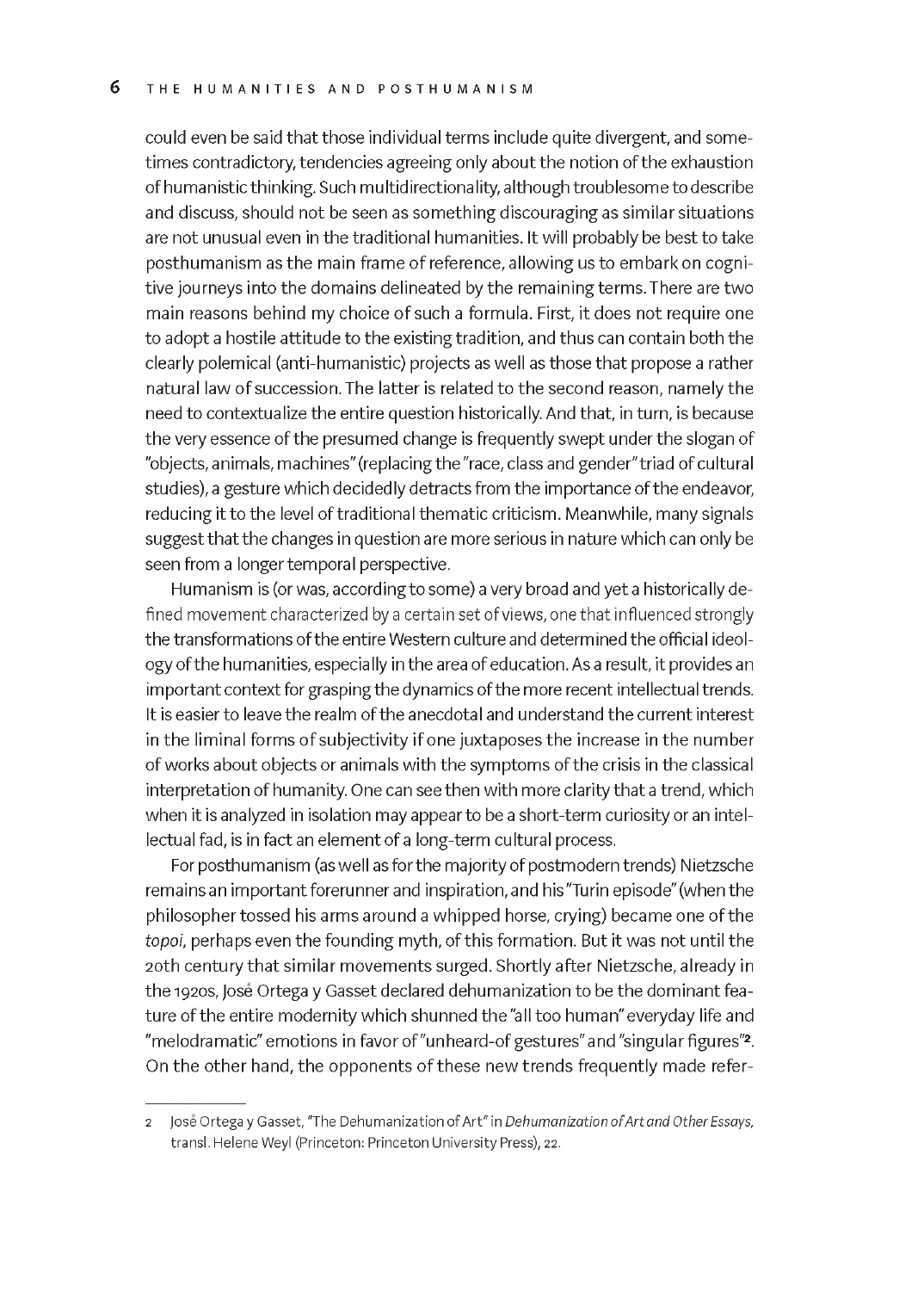could even be said that those individual terms include quite divergent, and sometimes contradictory, tendencies agreeing only about the notion of the exhaustion of humanistic thinking. Such multidirectionality, although troublesome to describe and discuss, should not be seen as something discouraging as similar situations are not unusual even in the traditional humanities. It will probably be best to take posthumanism as the main frame of reference, allowing us to embark on cognitive journeys into the domains delineated by the remaining terms. There are two main reasons behind my choice of such a formula. First, it does not require one to adopt a hostile attitude to the existing tradition, and thus can contain both the clearly polemical (anti-humanistic) projects as well as those that propose a rather natural law of succession. The latter is related to the second reason, namely the need to contextualize the entire question historically. And that, in turn, is because the very essence of the presumed change is frequently swept under the slogan of "objects, animals, machines" (replacing the "race, class and gender" triad of cultural studies), a gesture which decidedly detracts from the importance of the endeavor, reducing it to the level of traditional thematic criticism. Meanwhile, many signals suggest that the changes in question are more serious in nature which can only be seen from a longer temporal perspective.

Humanism is (or was, according to some) a very broad and yet a historically defined movement characterized by a certain set of views, one that influenced strongly the transformations of the entire Western culture and determined the official ideology of the humanities, especially in the area of education. As a result, it provides an important context for grasping the dynamics of the more recent intellectual trends. It is easier to leave the realm of the anecdotal and understand the current interest in the liminal forms of subjectivity if one juxtaposes the increase in the number of works about objects or animals with the symptoms of the crisis in the classical interpretation of humanity. One can see then with more clarity that a trend, which when it is analyzed in isolation may appear to be a short-term curiosity or an intellectual fad, is in fact an element of a long-term cultural process.

For posthumanism (as well as for the majority of postmodern trends) Nietzsche remains an important forerunner and inspiration, and his "Turin episode" (when the philosopher tossed his arms around a whipped horse, crying) became one of the *topoi*, perhaps even the founding myth, of this formation. But it was not until the 20th century that similar movements surged. Shortly after Nietzsche, already in the 1920s, José Ortega y Gasset declared dehumanization to be the dominant feature of the entire modernity which shunned the "all too human" everyday life and "melodramatic" emotions in favor of "unheard-of gestures" and "singular figures"[2]. On the other hand, the opponents of these new trends frequently made refer-

2 José Ortega y Gasset, "The Dehumanization of Art" in *Dehumanization of Art and Other Essays*, transl. Helene Weyl (Princeton: Princeton University Press), 22.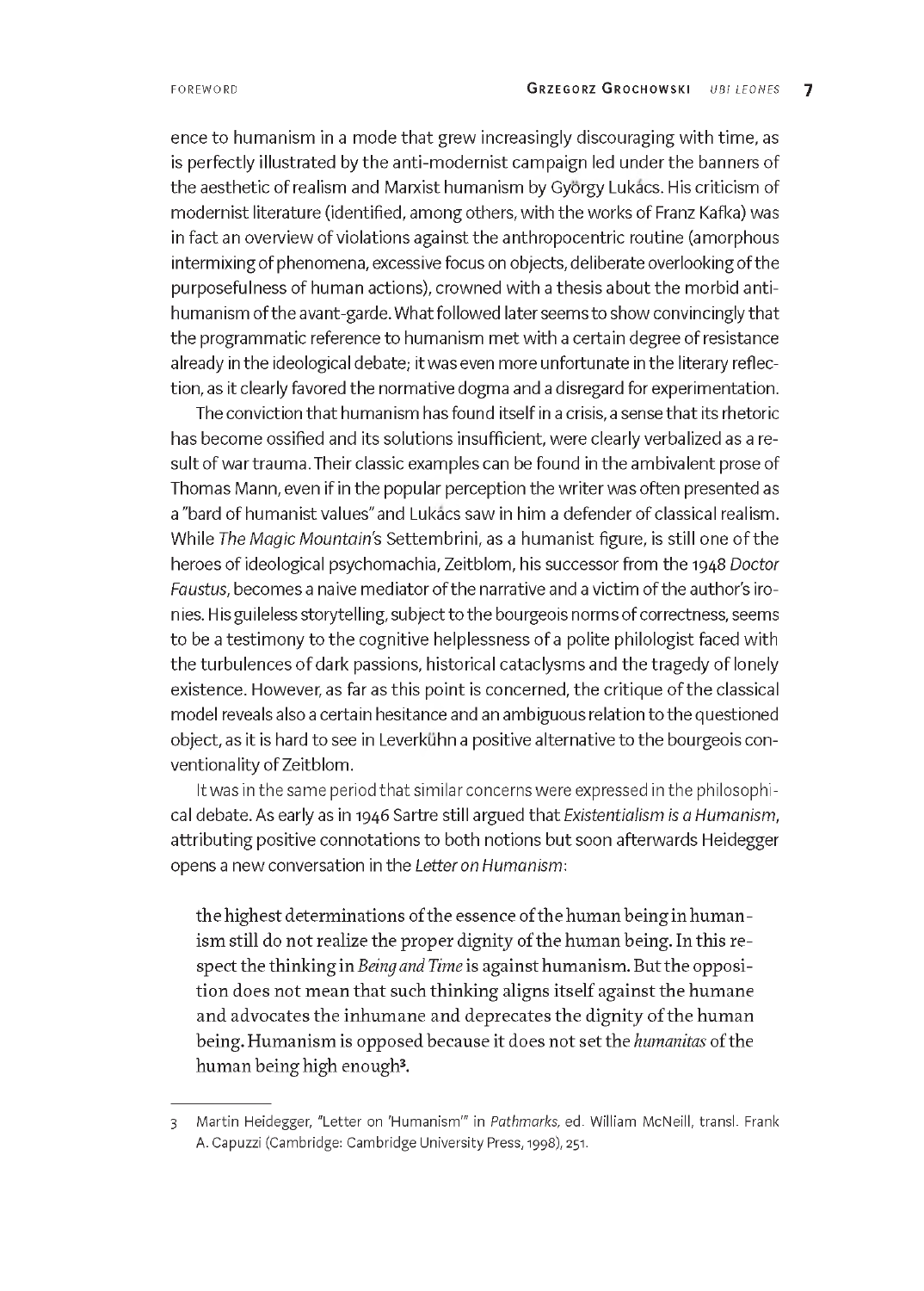ence to humanism in a mode that grew increasingly discouraging with time, as is perfectly illustrated by the anti-modernist campaign led under the banners of the aesthetic of realism and Marxist humanism by György Lukács. His criticism of modernist literature (identified, among others, with the works of Franz Kafka) was in fact an overview of violations against the anthropocentric routine (amorphous intermixing of phenomena, excessive focus on objects, deliberate overlooking of the purposefulness of human actions), crowned with a thesis about the morbid anti-humanism of the avant-garde. What followed later seems to show convincingly that the programmatic reference to humanism met with a certain degree of resistance already in the ideological debate; it was even more unfortunate in the literary reflection, as it clearly favored the normative dogma and a disregard for experimentation.

The conviction that humanism has found itself in a crisis, a sense that its rhetoric has become ossified and its solutions insufficient, were clearly verbalized as a result of war trauma. Their classic examples can be found in the ambivalent prose of Thomas Mann, even if in the popular perception the writer was often presented as a "bard of humanist values" and Lukács saw in him a defender of classical realism. While *The Magic Mountain*'s Settembrini, as a humanist figure, is still one of the heroes of ideological psychomachia, Zeitblom, his successor from the 1948 *Doctor Faustus*, becomes a naive mediator of the narrative and a victim of the author's ironies. His guileless storytelling, subject to the bourgeois norms of correctness, seems to be a testimony to the cognitive helplessness of a polite philologist faced with the turbulences of dark passions, historical cataclysms and the tragedy of lonely existence. However, as far as this point is concerned, the critique of the classical model reveals also a certain hesitance and an ambiguous relation to the questioned object, as it is hard to see in Leverkühn a positive alternative to the bourgeois conventionality of Zeitblom.

It was in the same period that similar concerns were expressed in the philosophical debate. As early as in 1946 Sartre still argued that *Existentialism is a Humanism*, attributing positive connotations to both notions but soon afterwards Heidegger opens a new conversation in the *Letter on Humanism*:

> the highest determinations of the essence of the human being in humanism still do not realize the proper dignity of the human being. In this respect the thinking in *Being and Time* is against humanism. But the opposition does not mean that such thinking aligns itself against the humane and advocates the inhumane and deprecates the dignity of the human being. Humanism is opposed because it does not set the *humanitas* of the human being high enough[3].

---

3 Martin Heidegger, "Letter on 'Humanism'" in *Pathmarks*, ed. William McNeill, transl. Frank A. Capuzzi (Cambridge: Cambridge University Press, 1998), 251.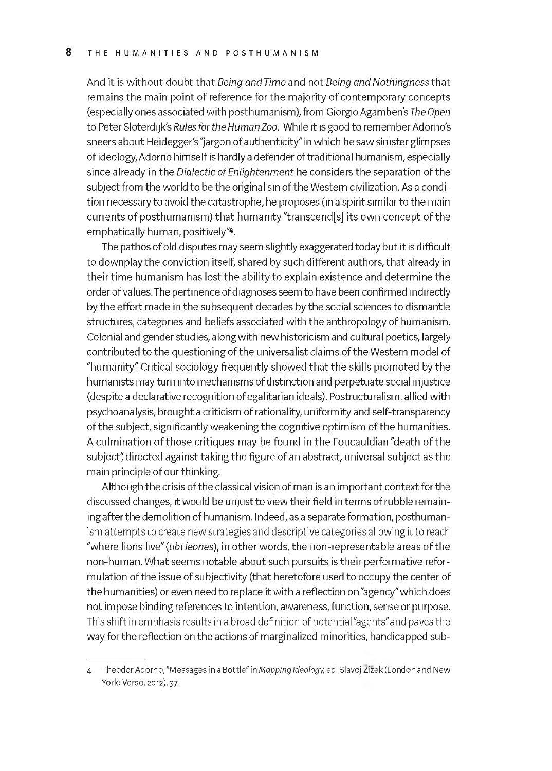And it is without doubt that *Being and Time* and not *Being and Nothingness* that remains the main point of reference for the majority of contemporary concepts (especially ones associated with posthumanism), from Giorgio Agamben's *The Open* to Peter Sloterdijk's *Rules for the Human Zoo*. While it is good to remember Adorno's sneers about Heidegger's "jargon of authenticity" in which he saw sinister glimpses of ideology, Adorno himself is hardly a defender of traditional humanism, especially since already in the *Dialectic of Enlightenment* he considers the separation of the subject from the world to be the original sin of the Western civilization. As a condition necessary to avoid the catastrophe, he proposes (in a spirit similar to the main currents of posthumanism) that humanity "transcend[s] its own concept of the emphatically human, positively"[4].

The pathos of old disputes may seem slightly exaggerated today but it is difficult to downplay the conviction itself, shared by such different authors, that already in their time humanism has lost the ability to explain existence and determine the order of values. The pertinence of diagnoses seem to have been confirmed indirectly by the effort made in the subsequent decades by the social sciences to dismantle structures, categories and beliefs associated with the anthropology of humanism. Colonial and gender studies, along with new historicism and cultural poetics, largely contributed to the questioning of the universalist claims of the Western model of "humanity". Critical sociology frequently showed that the skills promoted by the humanists may turn into mechanisms of distinction and perpetuate social injustice (despite a declarative recognition of egalitarian ideals). Postructuralism, allied with psychoanalysis, brought a criticism of rationality, uniformity and self-transparency of the subject, significantly weakening the cognitive optimism of the humanities. A culmination of those critiques may be found in the Foucauldian "death of the subject", directed against taking the figure of an abstract, universal subject as the main principle of our thinking.

Although the crisis of the classical vision of man is an important context for the discussed changes, it would be unjust to view their field in terms of rubble remaining after the demolition of humanism. Indeed, as a separate formation, posthumanism attempts to create new strategies and descriptive categories allowing it to reach "where lions live" (*ubi leones*), in other words, the non-representable areas of the non-human. What seems notable about such pursuits is their performative reformulation of the issue of subjectivity (that heretofore used to occupy the center of the humanities) or even need to replace it with a reflection on "agency" which does not impose binding references to intention, awareness, function, sense or purpose. This shift in emphasis results in a broad definition of potential "agents" and paves the way for the reflection on the actions of marginalized minorities, handicapped sub-

---

4 Theodor Adorno, "Messages in a Bottle" in *Mapping Ideology*, ed. Slavoj Žižek (London and New York: Verso, 2012), 37.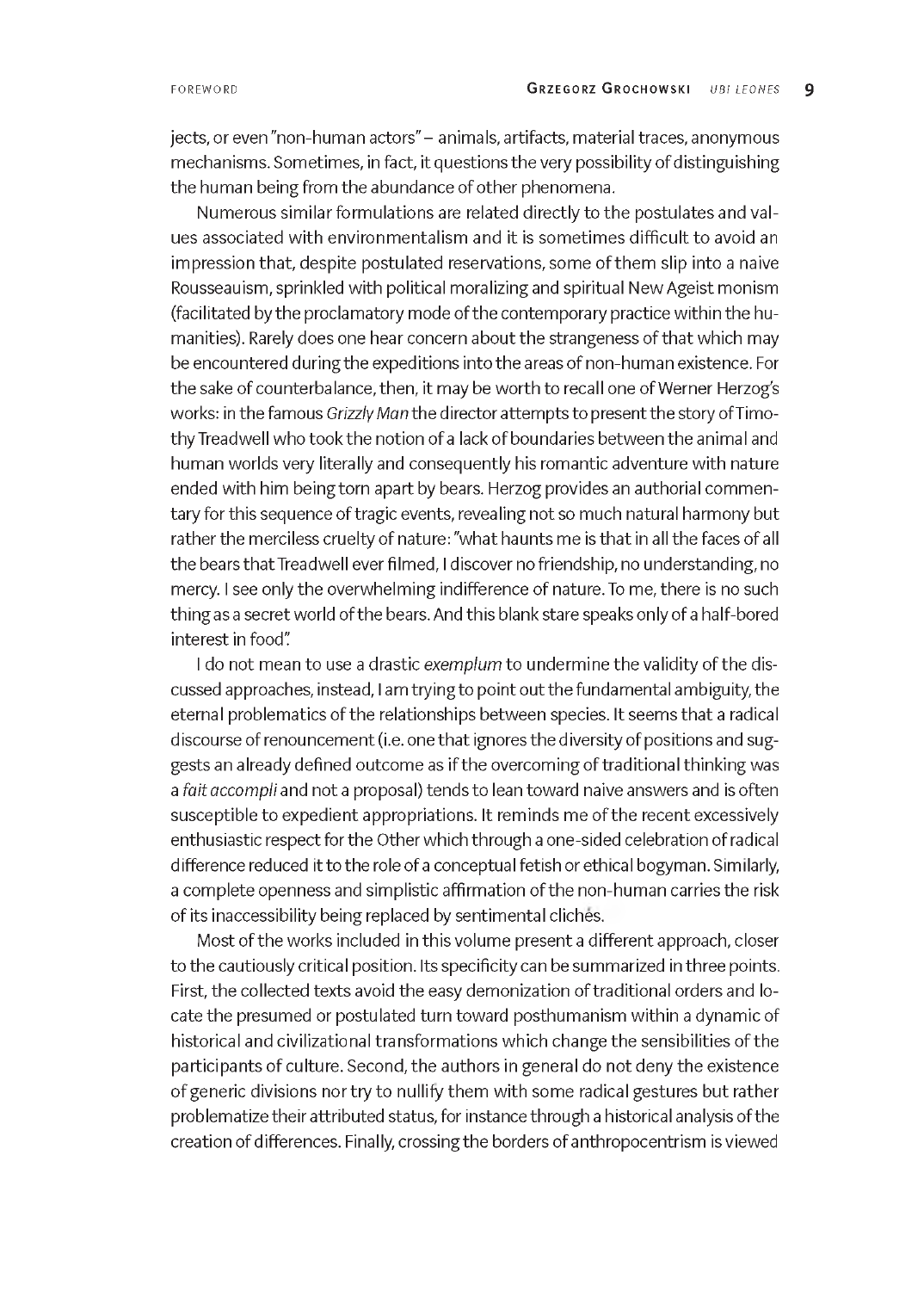jects, or even "non-human actors" – animals, artifacts, material traces, anonymous mechanisms. Sometimes, in fact, it questions the very possibility of distinguishing the human being from the abundance of other phenomena.

Numerous similar formulations are related directly to the postulates and values associated with environmentalism and it is sometimes difficult to avoid an impression that, despite postulated reservations, some of them slip into a naive Rousseauism, sprinkled with political moralizing and spiritual New Ageist monism (facilitated by the proclamatory mode of the contemporary practice within the humanities). Rarely does one hear concern about the strangeness of that which may be encountered during the expeditions into the areas of non-human existence. For the sake of counterbalance, then, it may be worth to recall one of Werner Herzog's works: in the famous *Grizzly Man* the director attempts to present the story of Timothy Treadwell who took the notion of a lack of boundaries between the animal and human worlds very literally and consequently his romantic adventure with nature ended with him being torn apart by bears. Herzog provides an authorial commentary for this sequence of tragic events, revealing not so much natural harmony but rather the merciless cruelty of nature: "what haunts me is that in all the faces of all the bears that Treadwell ever filmed, I discover no friendship, no understanding, no mercy. I see only the overwhelming indifference of nature. To me, there is no such thing as a secret world of the bears. And this blank stare speaks only of a half-bored interest in food".

I do not mean to use a drastic *exemplum* to undermine the validity of the discussed approaches, instead, I am trying to point out the fundamental ambiguity, the eternal problematics of the relationships between species. It seems that a radical discourse of renouncement (i.e. one that ignores the diversity of positions and suggests an already defined outcome as if the overcoming of traditional thinking was a *fait accompli* and not a proposal) tends to lean toward naive answers and is often susceptible to expedient appropriations. It reminds me of the recent excessively enthusiastic respect for the Other which through a one-sided celebration of radical difference reduced it to the role of a conceptual fetish or ethical bogyman. Similarly, a complete openness and simplistic affirmation of the non-human carries the risk of its inaccessibility being replaced by sentimental clichés.

Most of the works included in this volume present a different approach, closer to the cautiously critical position. Its specificity can be summarized in three points. First, the collected texts avoid the easy demonization of traditional orders and locate the presumed or postulated turn toward posthumanism within a dynamic of historical and civilizational transformations which change the sensibilities of the participants of culture. Second, the authors in general do not deny the existence of generic divisions nor try to nullify them with some radical gestures but rather problematize their attributed status, for instance through a historical analysis of the creation of differences. Finally, crossing the borders of anthropocentrism is viewed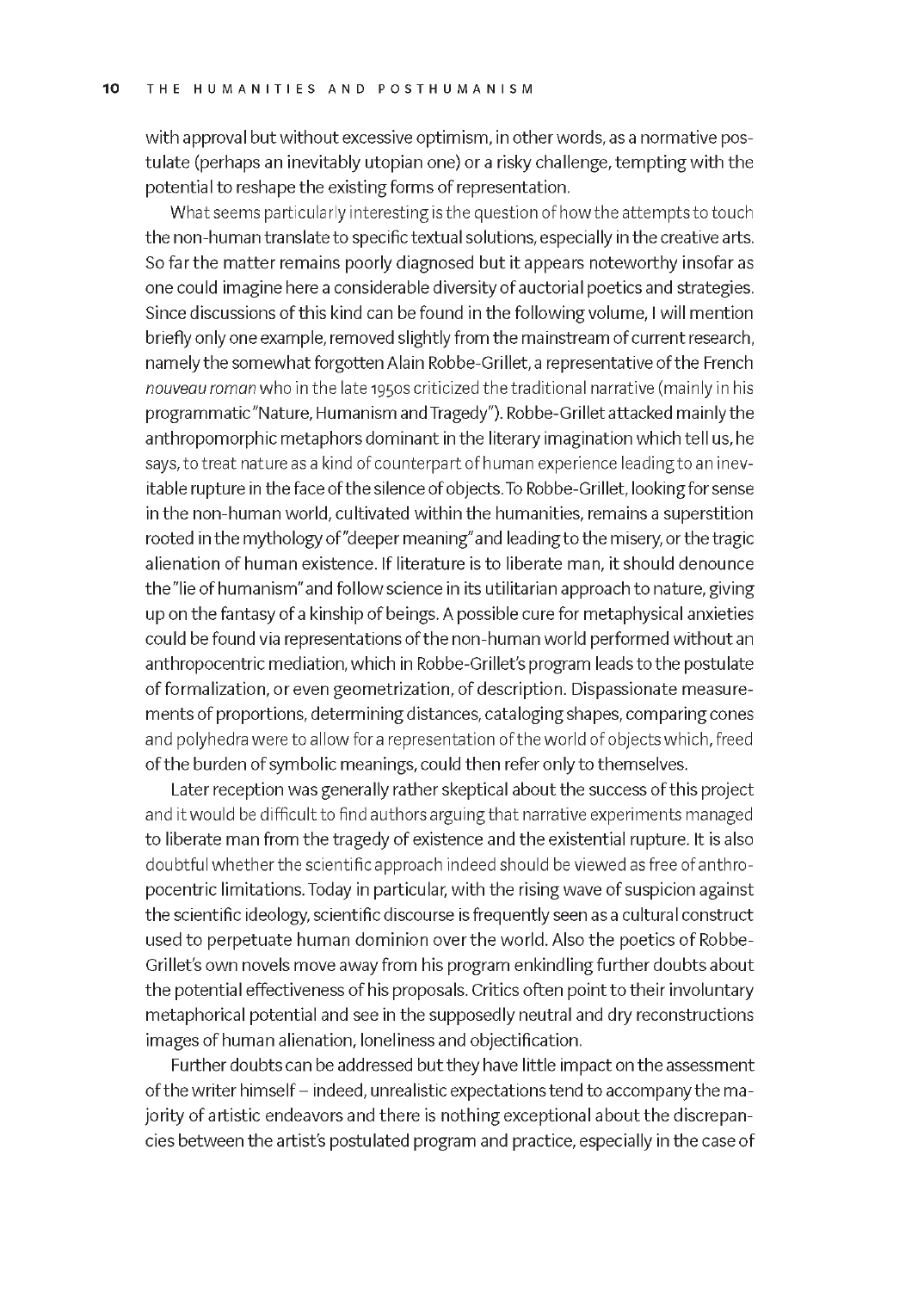with approval but without excessive optimism, in other words, as a normative postulate (perhaps an inevitably utopian one) or a risky challenge, tempting with the potential to reshape the existing forms of representation.

What seems particularly interesting is the question of how the attempts to touch the non-human translate to specific textual solutions, especially in the creative arts. So far the matter remains poorly diagnosed but it appears noteworthy insofar as one could imagine here a considerable diversity of auctorial poetics and strategies. Since discussions of this kind can be found in the following volume, I will mention briefly only one example, removed slightly from the mainstream of current research, namely the somewhat forgotten Alain Robbe-Grillet, a representative of the French *nouveau roman* who in the late 1950s criticized the traditional narrative (mainly in his programmatic "Nature, Humanism and Tragedy"). Robbe-Grillet attacked mainly the anthropomorphic metaphors dominant in the literary imagination which tell us, he says, to treat nature as a kind of counterpart of human experience leading to an inevitable rupture in the face of the silence of objects. To Robbe-Grillet, looking for sense in the non-human world, cultivated within the humanities, remains a superstition rooted in the mythology of "deeper meaning" and leading to the misery, or the tragic alienation of human existence. If literature is to liberate man, it should denounce the "lie of humanism" and follow science in its utilitarian approach to nature, giving up on the fantasy of a kinship of beings. A possible cure for metaphysical anxieties could be found via representations of the non-human world performed without an anthropocentric mediation, which in Robbe-Grillet's program leads to the postulate of formalization, or even geometrization, of description. Dispassionate measurements of proportions, determining distances, cataloging shapes, comparing cones and polyhedra were to allow for a representation of the world of objects which, freed of the burden of symbolic meanings, could then refer only to themselves.

Later reception was generally rather skeptical about the success of this project and it would be difficult to find authors arguing that narrative experiments managed to liberate man from the tragedy of existence and the existential rupture. It is also doubtful whether the scientific approach indeed should be viewed as free of anthropocentric limitations. Today in particular, with the rising wave of suspicion against the scientific ideology, scientific discourse is frequently seen as a cultural construct used to perpetuate human dominion over the world. Also the poetics of Robbe-Grillet's own novels move away from his program enkindling further doubts about the potential effectiveness of his proposals. Critics often point to their involuntary metaphorical potential and see in the supposedly neutral and dry reconstructions images of human alienation, loneliness and objectification.

Further doubts can be addressed but they have little impact on the assessment of the writer himself – indeed, unrealistic expectations tend to accompany the majority of artistic endeavors and there is nothing exceptional about the discrepancies between the artist's postulated program and practice, especially in the case of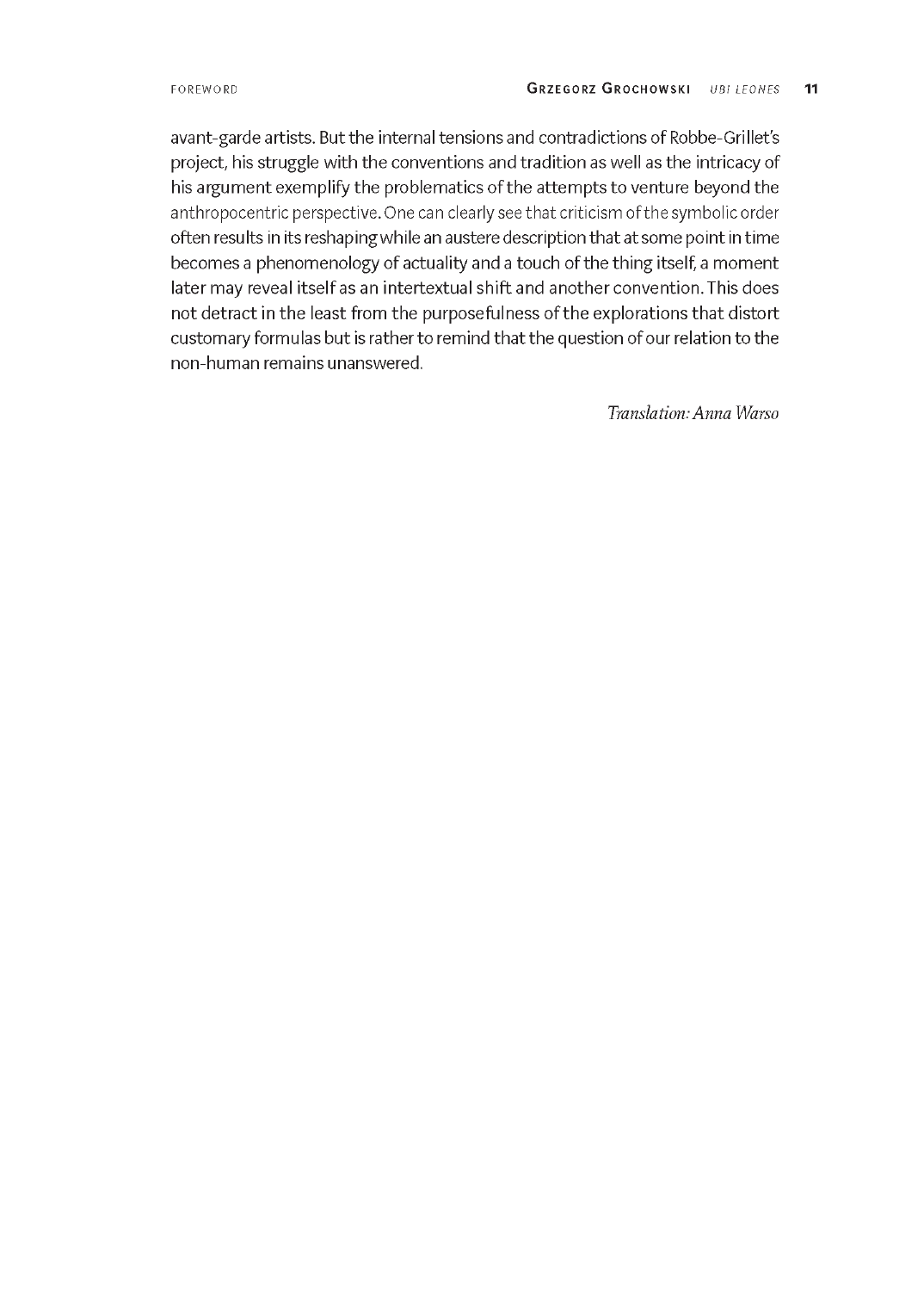avant-garde artists. But the internal tensions and contradictions of Robbe-Grillet's project, his struggle with the conventions and tradition as well as the intricacy of his argument exemplify the problematics of the attempts to venture beyond the anthropocentric perspective. One can clearly see that criticism of the symbolic order often results in its reshaping while an austere description that at some point in time becomes a phenomenology of actuality and a touch of the thing itself, a moment later may reveal itself as an intertextual shift and another convention. This does not detract in the least from the purposefulness of the explorations that distort customary formulas but is rather to remind that the question of our relation to the non-human remains unanswered.

*Translation: Anna Warso*